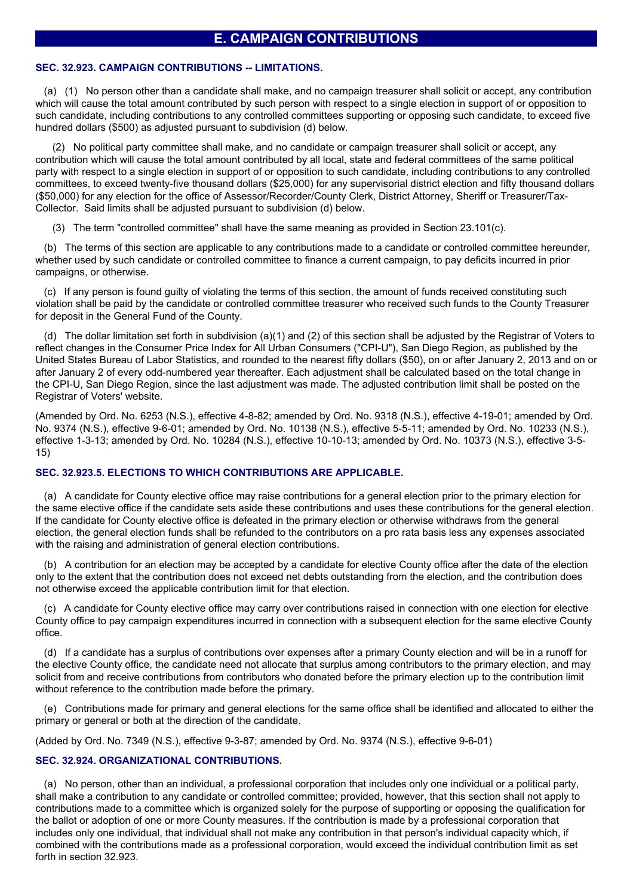## E. CAMPAIGN CONTRIBUTIONS

### SEC. 32.923. CAMPAIGN CONTRIBUTIONS -- LIMITATIONS.

(a) (1) No person other than a candidate shall make, and no campaign treasurer shall solicit or accept, any contribution which will cause the total amount contributed by such person with respect to a single election in support of or opposition to such candidate, including contributions to any controlled committees supporting or opposing such candidate, to exceed five hundred dollars ($500) as adjusted pursuant to subdivision (d) below.

(2) No political party committee shall make, and no candidate or campaign treasurer shall solicit or accept, any contribution which will cause the total amount contributed by all local, state and federal committees of the same political party with respect to a single election in support of or opposition to such candidate, including contributions to any controlled committees, to exceed twenty-five thousand dollars ($25,000) for any supervisorial district election and fifty thousand dollars ($50,000) for any election for the office of Assessor/Recorder/County Clerk, District Attorney, Sheriff or Treasurer/Tax-Collector. Said limits shall be adjusted pursuant to subdivision (d) below.

(3) The term "controlled committee" shall have the same meaning as provided in Section 23.101(c).

(b) The terms of this section are applicable to any contributions made to a candidate or controlled committee hereunder, whether used by such candidate or controlled committee to finance a current campaign, to pay deficits incurred in prior campaigns, or otherwise.

(c) If any person is found guilty of violating the terms of this section, the amount of funds received constituting such violation shall be paid by the candidate or controlled committee treasurer who received such funds to the County Treasurer for deposit in the General Fund of the County.

(d) The dollar limitation set forth in subdivision (a)(1) and (2) of this section shall be adjusted by the Registrar of Voters to reflect changes in the Consumer Price Index for All Urban Consumers ("CPI-U"), San Diego Region, as published by the United States Bureau of Labor Statistics, and rounded to the nearest fifty dollars ($50), on or after January 2, 2013 and on or after January 2 of every odd-numbered year thereafter. Each adjustment shall be calculated based on the total change in the CPI-U, San Diego Region, since the last adjustment was made. The adjusted contribution limit shall be posted on the Registrar of Voters' website.

(Amended by Ord. No. 6253 (N.S.), effective 4-8-82; amended by Ord. No. 9318 (N.S.), effective 4-19-01; amended by Ord. No. 9374 (N.S.), effective 9-6-01; amended by Ord. No. 10138 (N.S.), effective 5-5-11; amended by Ord. No. 10233 (N.S.), effective 1-3-13; amended by Ord. No. 10284 (N.S.), effective 10-10-13; amended by Ord. No. 10373 (N.S.), effective 3-5-15)

### SEC. 32.923.5. ELECTIONS TO WHICH CONTRIBUTIONS ARE APPLICABLE.

(a) A candidate for County elective office may raise contributions for a general election prior to the primary election for the same elective office if the candidate sets aside these contributions and uses these contributions for the general election. If the candidate for County elective office is defeated in the primary election or otherwise withdraws from the general election, the general election funds shall be refunded to the contributors on a pro rata basis less any expenses associated with the raising and administration of general election contributions.

(b) A contribution for an election may be accepted by a candidate for elective County office after the date of the election only to the extent that the contribution does not exceed net debts outstanding from the election, and the contribution does not otherwise exceed the applicable contribution limit for that election.

(c) A candidate for County elective office may carry over contributions raised in connection with one election for elective County office to pay campaign expenditures incurred in connection with a subsequent election for the same elective County office.

(d) If a candidate has a surplus of contributions over expenses after a primary County election and will be in a runoff for the elective County office, the candidate need not allocate that surplus among contributors to the primary election, and may solicit from and receive contributions from contributors who donated before the primary election up to the contribution limit without reference to the contribution made before the primary.

(e) Contributions made for primary and general elections for the same office shall be identified and allocated to either the primary or general or both at the direction of the candidate.

(Added by Ord. No. 7349 (N.S.), effective 9-3-87; amended by Ord. No. 9374 (N.S.), effective 9-6-01)

### SEC. 32.924. ORGANIZATIONAL CONTRIBUTIONS.

(a) No person, other than an individual, a professional corporation that includes only one individual or a political party, shall make a contribution to any candidate or controlled committee; provided, however, that this section shall not apply to contributions made to a committee which is organized solely for the purpose of supporting or opposing the qualification for the ballot or adoption of one or more County measures. If the contribution is made by a professional corporation that includes only one individual, that individual shall not make any contribution in that person's individual capacity which, if combined with the contributions made as a professional corporation, would exceed the individual contribution limit as set forth in section 32.923.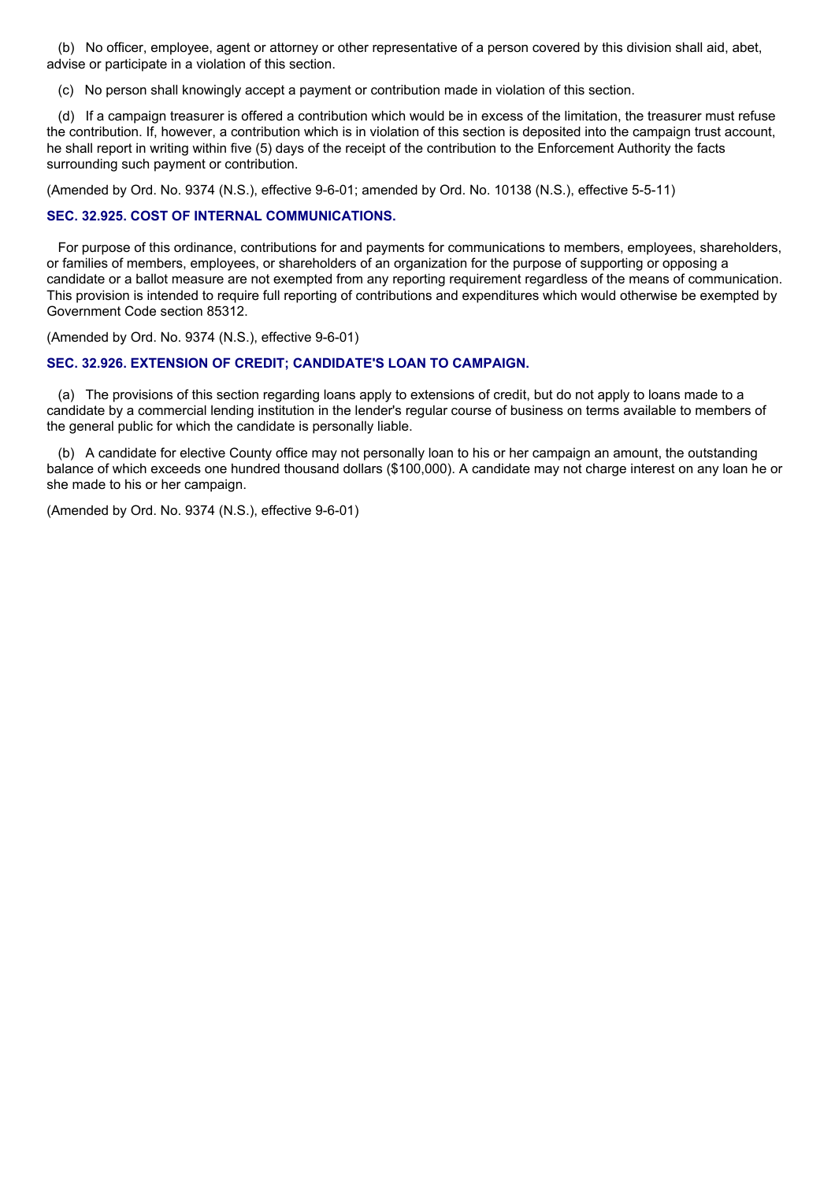(b) No officer, employee, agent or attorney or other representative of a person covered by this division shall aid, abet, advise or participate in a violation of this section.

(c) No person shall knowingly accept a payment or contribution made in violation of this section.

(d) If a campaign treasurer is offered a contribution which would be in excess of the limitation, the treasurer must refuse the contribution. If, however, a contribution which is in violation of this section is deposited into the campaign trust account, he shall report in writing within five (5) days of the receipt of the contribution to the Enforcement Authority the facts surrounding such payment or contribution.

(Amended by Ord. No. 9374 (N.S.), effective 9-6-01; amended by Ord. No. 10138 (N.S.), effective 5-5-11)

### SEC. 32.925. COST OF INTERNAL COMMUNICATIONS.

For purpose of this ordinance, contributions for and payments for communications to members, employees, shareholders, or families of members, employees, or shareholders of an organization for the purpose of supporting or opposing a candidate or a ballot measure are not exempted from any reporting requirement regardless of the means of communication. This provision is intended to require full reporting of contributions and expenditures which would otherwise be exempted by Government Code section 85312.

(Amended by Ord. No. 9374 (N.S.), effective 9-6-01)

### SEC. 32.926. EXTENSION OF CREDIT; CANDIDATE'S LOAN TO CAMPAIGN.

(a) The provisions of this section regarding loans apply to extensions of credit, but do not apply to loans made to a candidate by a commercial lending institution in the lender's regular course of business on terms available to members of the general public for which the candidate is personally liable.

(b) A candidate for elective County office may not personally loan to his or her campaign an amount, the outstanding balance of which exceeds one hundred thousand dollars ($100,000). A candidate may not charge interest on any loan he or she made to his or her campaign.

(Amended by Ord. No. 9374 (N.S.), effective 9-6-01)